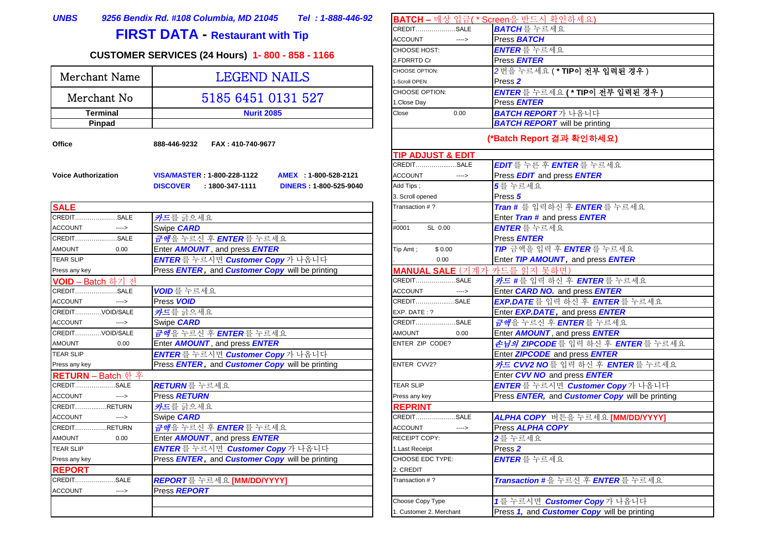**UNBS** 9256 Bendix Rd. #108 Columbia, MD 21045 Tel : 1-888-446-92

# FIRST DATA - Restaurant with Tip

**CUSTOMER SERVICES (24 Hours) 1- 800 - 858 - 1166**

| | |
|---|---|
| Merchant Name | LEGEND NAILS |
| Merchant No | 5185 6451 0131 527 |
| Terminal | Nurit 2085 |
| Pinpad | |

**Office** 888-446-9232 FAX : 410-740-9677

**Voice Authorization** VISA/MASTER : 1-800-228-1122 AMEX : 1-800-528-2121 DISCOVER : 1800-347-1111 DINERS : 1-800-525-9040

| SALE | |
|---|---|
| CREDIT.....................SALE | 카드를 긁으세요 |
| ACCOUNT ----> | Swipe CARD |
| CREDIT.....................SALE | 금액을 누르신 후 ENTER를 누르세요 |
| AMOUNT 0.00 | Enter AMOUNT, and press ENTER |
| TEAR SLIP | ENTER를 누르시면 Customer Copy가 나옵니다 |
| Press any key | Press ENTER, and Customer Copy will be printing |

| VOID – Batch 하기 전 | |
|---|---|
| CREDIT.....................SALE | VOID를 누르세요 |
| ACCOUNT ----> | Press VOID |
| CREDIT.............VOID/SALE | 카드를 긁으세요 |
| ACCOUNT ----> | Swipe CARD |
| CREDIT.............VOID/SALE | 금액을 누르신 후 ENTER를 누르세요 |
| AMOUNT 0.00 | Enter AMOUNT, and press ENTER |
| TEAR SLIP | ENTER를 누르시면 Customer Copy가 나옵니다 |
| Press any key | Press ENTER, and Customer Copy will be printing |

| RETURN – Batch 한 후 | |
|---|---|
| CREDIT....................SALE | RETURN를 누르세요 |
| ACCOUNT ----> | Press RETURN |
| CREDIT................RETURN | 카드를 긁으세요 |
| ACCOUNT ----> | Swipe CARD |
| CREDIT................RETURN | 금액을 누르신 후 ENTER를 누르세요 |
| AMOUNT 0.00 | Enter AMOUNT, and press ENTER |
| TEAR SLIP | ENTER를 누르시면 Customer Copy가 나옵니다 |
| Press any key | Press ENTER, and Customer Copy will be printing |

| REPORT | |
|---|---|
| CREDIT....................SALE | REPORT를 누르세요 [MM/DD/YYYY] |
| ACCOUNT ----> | Press REPORT |
| | |
| | |

| BATCH – 매상 입금( * Screen을 반드시 확인하세요) | |
|---|---|
| CREDIT....................SALE | BATCH를 누르세요 |
| ACCOUNT ----> | Press BATCH |
| CHOOSE HOST: | ENTER를 누르세요 |
| 2.FDRRTD Cr | Press ENTER |
| CHOOSE OPTION: | 2번을 누르세요 ( * TIP이 전부 입력된 경우 ) |
| 1-Scroll OPEN | Press 2 |
| CHOOSE OPTION: | ENTER를 누르세요 ( * TIP이 전부 입력된 경우 ) |
| 1.Close Day | Press ENTER |
| Close 0.00 | BATCH REPORT가 나옵니다 |
| | BATCH REPORT will be printing |
| | (*Batch Report 결과 확인하세요) |

| TIP ADJUST & EDIT | |
|---|---|
| CREDIT....................SALE | EDIT를 누른 후 ENTER를 누르세요 |
| ACCOUNT ----> | Press EDIT and press ENTER |
| Add Tips ; | 5를 누르세요 |
| 3. Scroll opened | Press 5 |
| Transaction # ? | Tran # 를 입력하신 후 ENTER를 누르세요 |
| _ | Enter Tran # and press ENTER |
| #0001 SL 0.00 | ENTER를 누르세요 |
| | Press ENTER |
| Tip Amt ; $ 0.00 | TIP 금액을 입력 후 ENTER를 누르세요 |
| . 0.00 | Enter TIP AMOUNT, and press ENTER |

| MANUAL SALE (기계가 카드를 읽지 못하면) | |
|---|---|
| CREDIT....................SALE | 카드 #를 입력 하신 후 ENTER를 누르세요 |
| ACCOUNT ----> | Enter CARD NO. and press ENTER |
| CREDIT....................SALE | EXP.DATE를 입력 하신 후 ENTER를 누르세요 |
| EXP. DATE : ? | Enter EXP.DATE, and press ENTER |
| CREDIT....................SALE | 금액을 누르신 후 ENTER를 누르세요 |
| AMOUNT 0.00 | Enter AMOUNT, and press ENTER |
| ENTER ZIP CODE? | 손님의 ZIPCODE를 입력 하신 후 ENTER를 누르세요 |
| | Enter ZIPCODE and press ENTER |
| ENTER CVV2? | 카드 CVV2 NO를 입력 하신 후 ENTER를 누르세요 |
| | Enter CVV NO and press ENTER |
| TEAR SLIP | ENTER를 누르시면 Customer Copy가 나옵니다 |
| Press any key | Press ENTER, and Customer Copy will be printing |

| REPRINT | |
|---|---|
| CREDIT....................SALE | ALPHA COPY 버튼을 누르세요 [MM/DD/YYYY] |
| ACCOUNT ----> | Press ALPHA COPY |
| RECEIPT COPY: | 2를 누르세요 |
| 1.Last Receipt | Press 2 |
| CHOOSE EDC TYPE: | ENTER를 누르세요 |
| 2. CREDIT | |
| Transaction # ? | Transaction #을 누르신 후 ENTER를 누르세요 |
| | |
| Choose Copy Type | 1를 누르시면 Customer Copy가 나옵니다 |
| 1. Customer 2. Merchant | Press 1, and Customer Copy will be printing |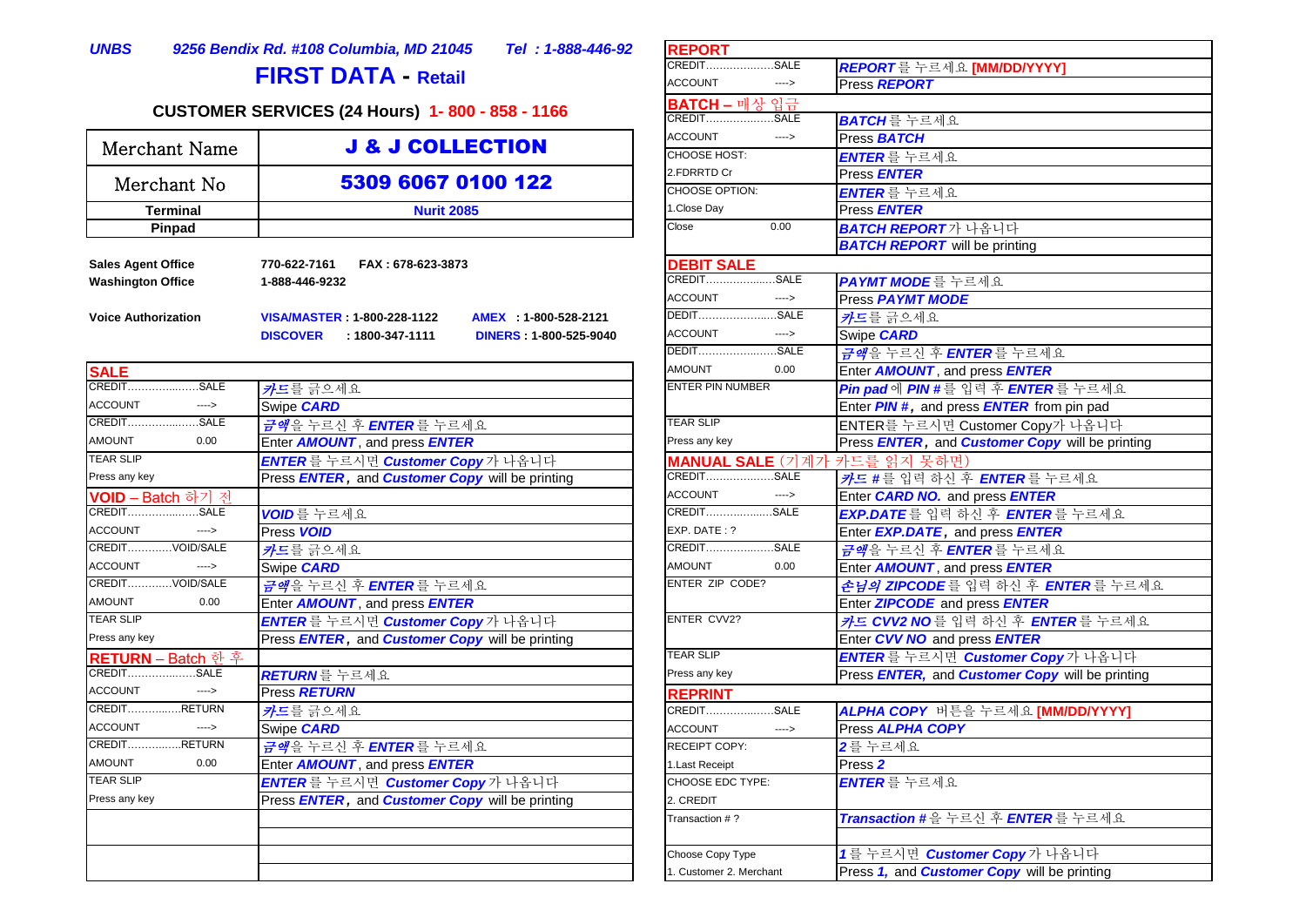*UNBS 9256 Bendix Rd. #108 Columbia, MD 21045 Tel : 1-888-446-92*

# FIRST DATA - Retail

**CUSTOMER SERVICES (24 Hours) 1- 800 - 858 - 1166**

| | |
|---|---|
| Merchant Name | **J & J COLLECTION** |
| Merchant No | **5309 6067 0100 122** |
| **Terminal** | **Nurit 2085** |
| **Pinpad** | |

| | | |
|---|---|---|
| **Sales Agent Office** | **770-622-7161** | **FAX : 678-623-3873** |
| **Washington Office** | **1-888-446-9232** | |
| **Voice Authorization** | **VISA/MASTER : 1-800-228-1122** | **AMEX : 1-800-528-2121** |
| | **DISCOVER : 1800-347-1111** | **DINERS : 1-800-525-9040** |

## SALE

| | |
|---|---|
| CREDIT.....................SALE | ***카드***를 긁으세요 |
| ACCOUNT ----> | Swipe ***CARD*** |
| CREDIT.....................SALE | ***금액***을 누르신 후 ***ENTER***를 누르세요 |
| AMOUNT 0.00 | Enter ***AMOUNT***, and press ***ENTER*** |
| TEAR SLIP | ***ENTER***를 누르시면 ***Customer Copy***가 나옵니다 |
| Press any key | Press ***ENTER***, and ***Customer Copy*** will be printing |

## VOID – Batch 하기 전

| | |
|---|---|
| CREDIT.....................SALE | ***VOID***를 누르세요 |
| ACCOUNT ----> | Press ***VOID*** |
| CREDIT.............VOID/SALE | ***카드***를 긁으세요 |
| ACCOUNT ----> | Swipe ***CARD*** |
| CREDIT.............VOID/SALE | ***금액***을 누르신 후 ***ENTER***를 누르세요 |
| AMOUNT 0.00 | Enter ***AMOUNT***, and press ***ENTER*** |
| TEAR SLIP | ***ENTER***를 누르시면 ***Customer Copy***가 나옵니다 |
| Press any key | Press ***ENTER***, and ***Customer Copy*** will be printing |

## RETURN – Batch 한 후

| | |
|---|---|
| CREDIT....................SALE | ***RETURN***를 누르세요 |
| ACCOUNT ----> | Press ***RETURN*** |
| CREDIT................RETURN | ***카드***를 긁으세요 |
| ACCOUNT ----> | Swipe ***CARD*** |
| CREDIT................RETURN | ***금액***을 누르신 후 ***ENTER***를 누르세요 |
| AMOUNT 0.00 | Enter ***AMOUNT***, and press ***ENTER*** |
| TEAR SLIP | ***ENTER***를 누르시면 ***Customer Copy***가 나옵니다 |
| Press any key | Press ***ENTER***, and ***Customer Copy*** will be printing |

## REPORT

| | |
|---|---|
| CREDIT....................SALE | ***REPORT***를 누르세요 **[MM/DD/YYYY]** |
| ACCOUNT ----> | Press ***REPORT*** |

## BATCH – 매상 입금

| | |
|---|---|
| CREDIT....................SALE | ***BATCH***를 누르세요 |
| ACCOUNT ----> | Press ***BATCH*** |
| CHOOSE HOST: | ***ENTER***를 누르세요 |
| 2.FDRRTD Cr | Press ***ENTER*** |
| CHOOSE OPTION: | ***ENTER***를 누르세요 |
| 1.Close Day | Press ***ENTER*** |
| Close 0.00 | ***BATCH REPORT***가 나옵니다 |
| | ***BATCH REPORT*** will be printing |

## DEBIT SALE

| | |
|---|---|
| CREDIT.....................SALE | ***PAYMT MODE***를 누르세요 |
| ACCOUNT ----> | Press ***PAYMT MODE*** |
| DEDIT.......................SALE | ***카드***를 긁으세요 |
| ACCOUNT ----> | Swipe ***CARD*** |
| DEDIT.......................SALE | ***금액***을 누르신 후 ***ENTER***를 누르세요 |
| AMOUNT 0.00 | Enter ***AMOUNT***, and press ***ENTER*** |
| ENTER PIN NUMBER | ***Pin pad***에 ***PIN #***를 입력 후 ***ENTER***를 누르세요 |
| | Enter ***PIN #***, and press ***ENTER*** from pin pad |
| TEAR SLIP | ENTER를 누르시면 Customer Copy가 나옵니다 |
| Press any key | Press ***ENTER***, and ***Customer Copy*** will be printing |

## MANUAL SALE (기계가 카드를 읽지 못하면)

| | |
|---|---|
| CREDIT....................SALE | ***카드 #***를 입력 하신 후 ***ENTER***를 누르세요 |
| ACCOUNT ----> | Enter ***CARD NO.*** and press ***ENTER*** |
| CREDIT....................SALE | ***EXP.DATE***를 입력 하신 후 ***ENTER***를 누르세요 |
| EXP. DATE : ? | Enter ***EXP.DATE***, and press ***ENTER*** |
| CREDIT....................SALE | ***금액***을 누르신 후 ***ENTER***를 누르세요 |
| AMOUNT 0.00 | Enter ***AMOUNT***, and press ***ENTER*** |
| ENTER ZIP CODE? | ***손님의 ZIPCODE***를 입력 하신 후 ***ENTER***를 누르세요 |
| | Enter ***ZIPCODE*** and press ***ENTER*** |
| ENTER CVV2? | ***카드 CVV2 NO***를 입력 하신 후 ***ENTER***를 누르세요 |
| | Enter ***CVV NO*** and press ***ENTER*** |
| TEAR SLIP | ***ENTER***를 누르시면 ***Customer Copy***가 나옵니다 |
| Press any key | Press ***ENTER***, and ***Customer Copy*** will be printing |

## REPRINT

| | |
|---|---|
| CREDIT....................SALE | ***ALPHA COPY*** 버튼을 누르세요 **[MM/DD/YYYY]** |
| ACCOUNT ----> | Press ***ALPHA COPY*** |
| RECEIPT COPY: | ***2***를 누르세요 |
| 1.Last Receipt | Press ***2*** |
| CHOOSE EDC TYPE: | ***ENTER***를 누르세요 |
| 2. CREDIT | |
| Transaction # ? | ***Transaction #***을 누르신 후 ***ENTER***를 누르세요 |
| Choose Copy Type | ***1***를 누르시면 ***Customer Copy***가 나옵니다 |
| 1. Customer 2. Merchant | Press ***1***, and ***Customer Copy*** will be printing |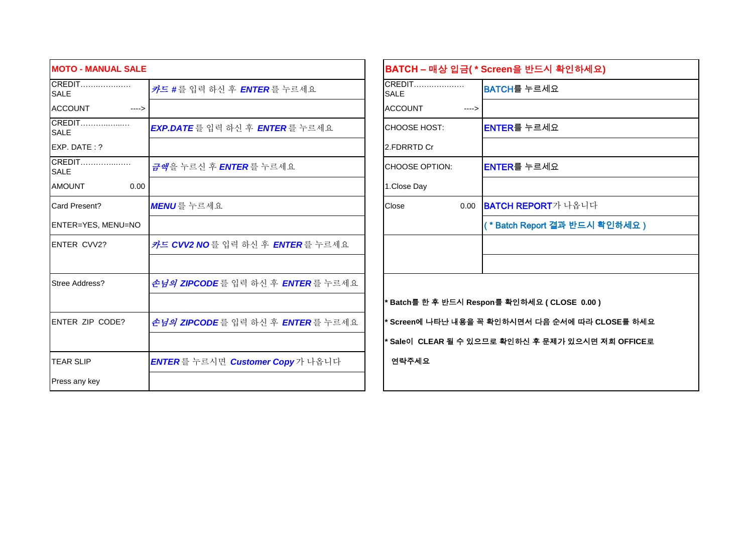| MOTO - MANUAL SALE | |
|---|---|
| CREDIT……………….. SALE | *카드 #*를 입력 하신 후 ***ENTER***를 누르세요 |
| ACCOUNT ----> | |
| CREDIT……………….. SALE | ***EXP.DATE***를 입력 하신 후 ***ENTER***를 누르세요 |
| EXP. DATE : ? | |
| CREDIT……………….. SALE | *금액*을 누르신 후 ***ENTER***를 누르세요 |
| AMOUNT 0.00 | |
| Card Present? | ***MENU***를 누르세요 |
| ENTER=YES, MENU=NO | |
| ENTER CVV2? | ***카드 CVV2 NO***를 입력 하신 후 ***ENTER***를 누르세요 |
| | |
| Stree Address? | ***손님의 ZIPCODE***를 입력 하신 후 ***ENTER***를 누르세요 |
| | |
| ENTER ZIP CODE? | ***손님의 ZIPCODE***를 입력 하신 후 ***ENTER***를 누르세요 |
| | |
| TEAR SLIP | ***ENTER***를 누르시면 ***Customer Copy***가 나옵니다 |
| Press any key | |

| BATCH – 매상 입금( * Screen을 반드시 확인하세요) | |
|---|---|
| CREDIT……………….. SALE | BATCH를 누르세요 |
| ACCOUNT ----> | |
| CHOOSE HOST: | ENTER를 누르세요 |
| 2.FDRRTD Cr | |
| CHOOSE OPTION: | ENTER를 누르세요 |
| 1.Close Day | |
| Close 0.00 | **BATCH REPORT**가 나옵니다 |
| | **( * Batch Report 결과 반드시 확인하세요 )** |
| | |
| | |

**\* Batch를 한 후 반드시 Respon를 확인하세요 ( CLOSE 0.00 )**

**\* Screen에 나타난 내용을 꼭 확인하시면서 다음 순서에 따라 CLOSE를 하세요**

**\* Sale이 CLEAR 될 수 있으므로 확인하신 후 문제가 있으시면 저희 OFFICE로 연락주세요**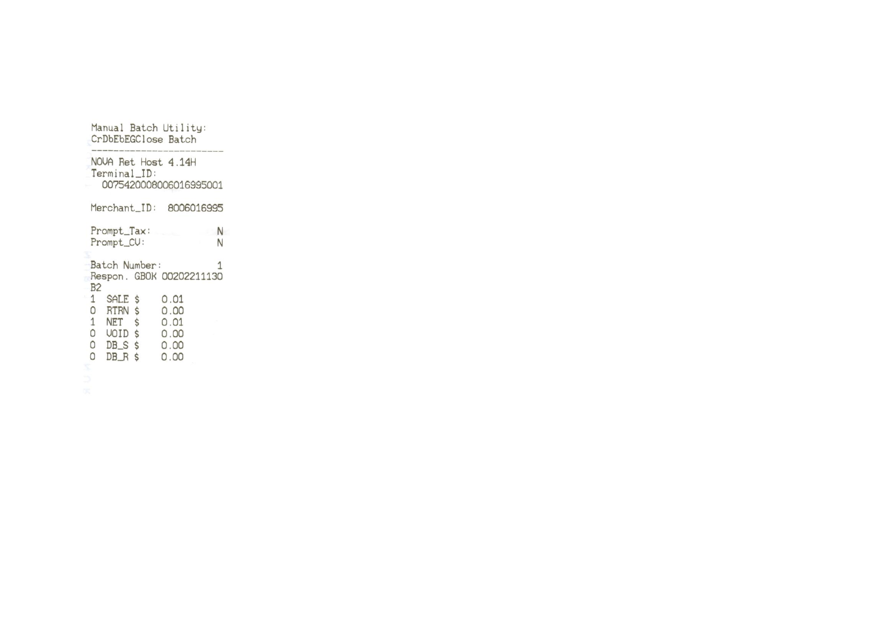Manual Batch Utility:
CrDbEbEGClose Batch

-------------------------

NOVA Ret Host 4.14H
Terminal_ID:
00754200080060169950001

Merchant_ID: 8006016995

Prompt_Tax: N
Prompt_CV: N

Batch Number: 1
Respon. GBOK 00202211130
B2

| | | | |
|---|---|---|---|
| 1 | SALE | $ | 0.01 |
| 0 | RTRN | $ | 0.00 |
| 1 | NET | $ | 0.01 |
| 0 | VOID | $ | 0.00 |
| 0 | DB_S | $ | 0.00 |
| 0 | DB_R | $ | 0.00 |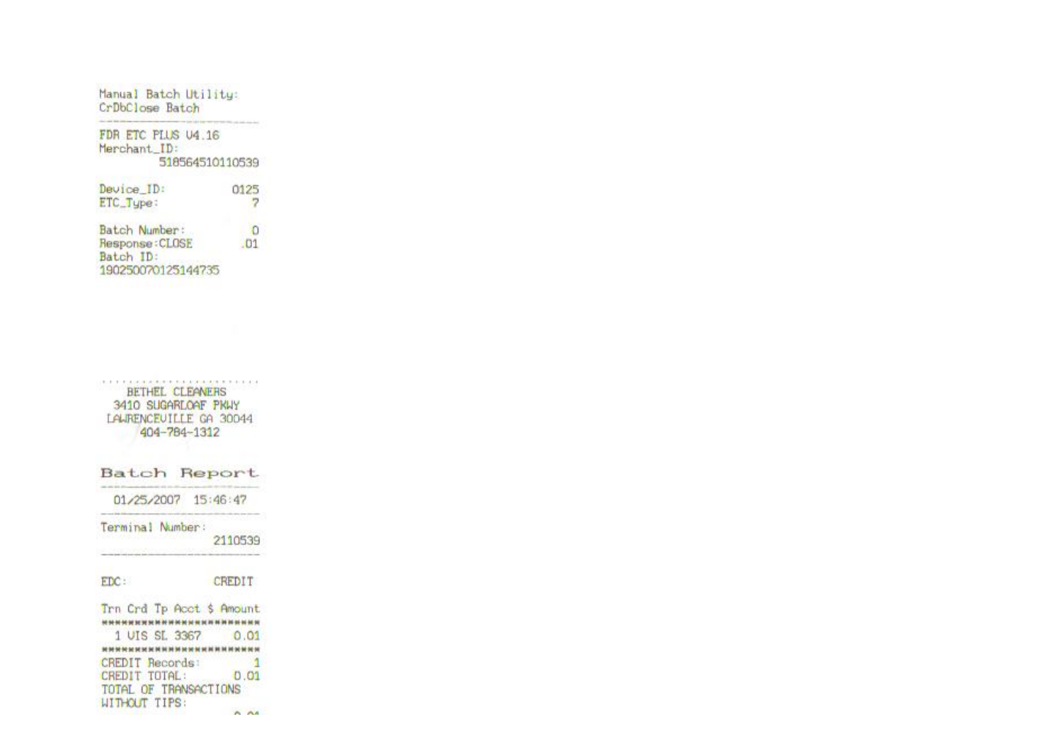Manual Batch Utility:
CrDbClose Batch

---

FDR ETC PLUS V4.16
Merchant_ID:
518564510110539

Device_ID: 0125
ETC_Type: 7

Batch Number: 0
Response:CLOSE .01
Batch ID:
190250070125144735

BETHEL CLEANERS
3410 SUGARLOAF PKWY
LAWRENCEVILLE GA 30044
404-784-1312

## Batch Report

01/25/2007 15:46:47

Terminal Number:
2110539

EDC: CREDIT

Trn Crd Tp Acct $ Amount
***********************
1 VIS SL 3367 0.01
***********************
CREDIT Records: 1
CREDIT TOTAL: 0.01
TOTAL OF TRANSACTIONS
WITHOUT TIPS: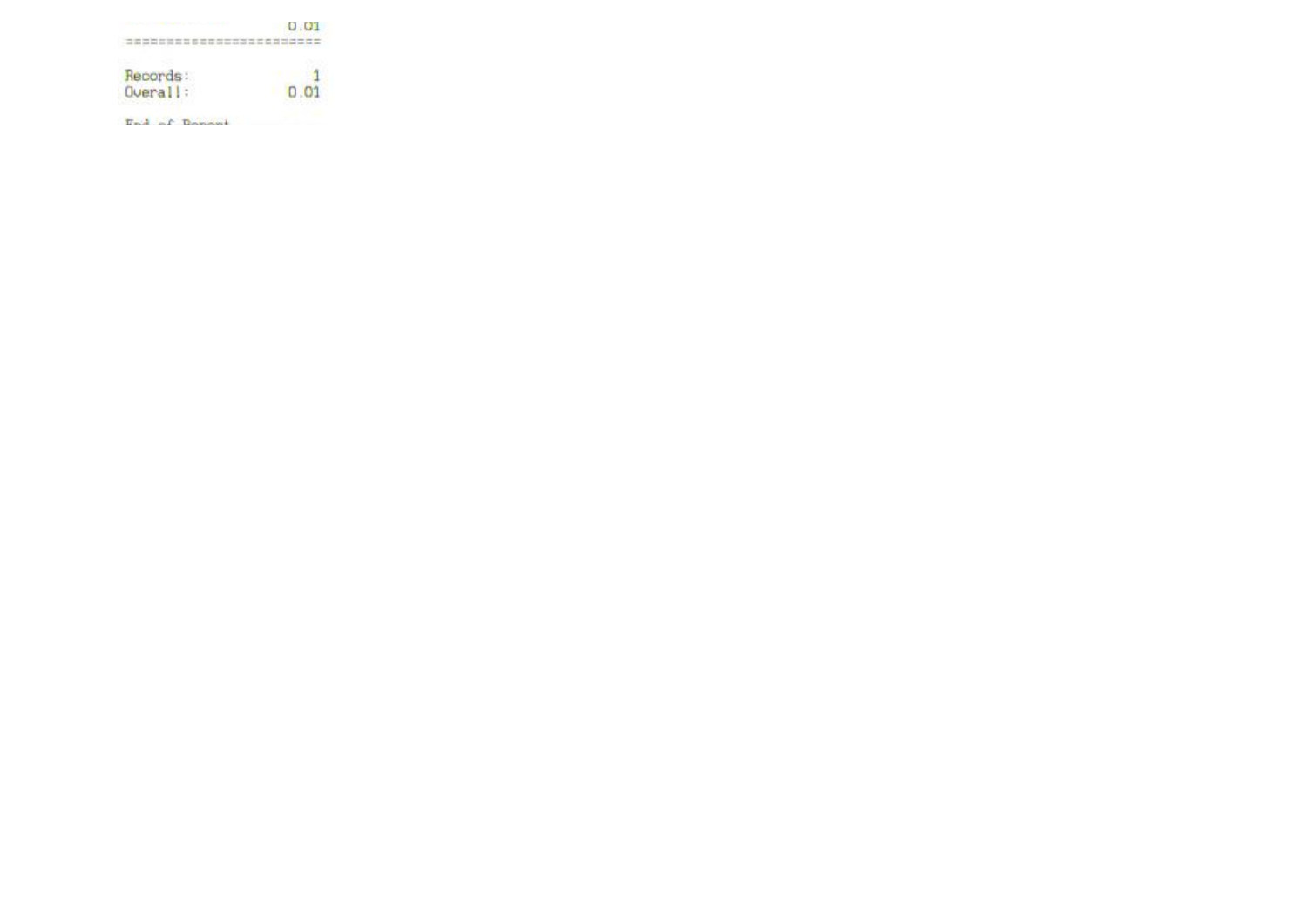```
                   0.01
======================

Records:              1
Overall:           0.01

End of Report
```